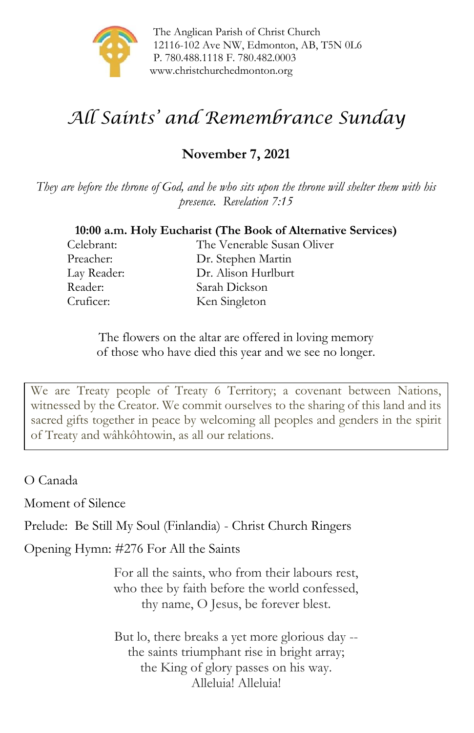The Anglican Parish of Christ Church
12116-102 Ave NW, Edmonton, AB, T5N 0L6
P. 780.488.1118 F. 780.482.0003
www.christchurchedmonton.org

# *All Saints' and Remembrance Sunday*

**November 7, 2021**

*They are before the throne of God, and he who sits upon the throne will shelter them with his presence. Revelation 7:15*

**10:00 a.m. Holy Eucharist (The Book of Alternative Services)**

| | |
|---|---|
| Celebrant: | The Venerable Susan Oliver |
| Preacher: | Dr. Stephen Martin |
| Lay Reader: | Dr. Alison Hurlburt |
| Reader: | Sarah Dickson |
| Cruficer: | Ken Singleton |

The flowers on the altar are offered in loving memory
of those who have died this year and we see no longer.

> We are Treaty people of Treaty 6 Territory; a covenant between Nations, witnessed by the Creator. We commit ourselves to the sharing of this land and its sacred gifts together in peace by welcoming all peoples and genders in the spirit of Treaty and wâhkôhtowin, as all our relations.

O Canada

Moment of Silence

Prelude: Be Still My Soul (Finlandia) - Christ Church Ringers

Opening Hymn: #276 For All the Saints

For all the saints, who from their labours rest,
who thee by faith before the world confessed,
thy name, O Jesus, be forever blest.

But lo, there breaks a yet more glorious day --
the saints triumphant rise in bright array;
the King of glory passes on his way.
Alleluia! Alleluia!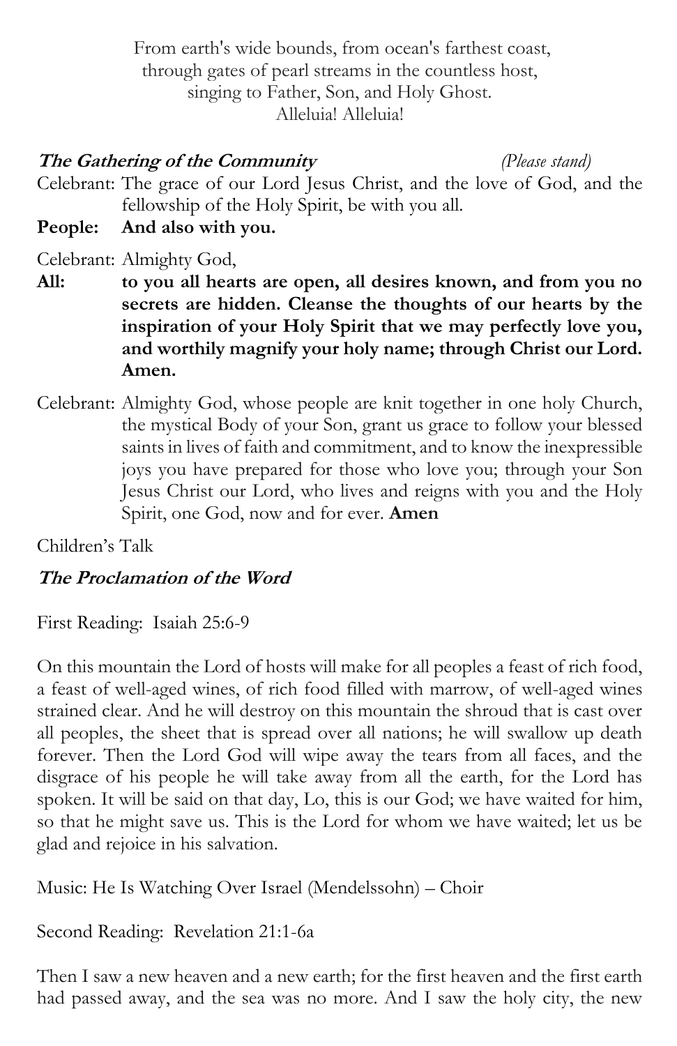From earth's wide bounds, from ocean's farthest coast,
through gates of pearl streams in the countless host,
singing to Father, Son, and Holy Ghost.
Alleluia! Alleluia!

### ***The Gathering of the Community*** *(Please stand)*

Celebrant: The grace of our Lord Jesus Christ, and the love of God, and the fellowship of the Holy Spirit, be with you all.

**People: And also with you.**

Celebrant: Almighty God,

**All: to you all hearts are open, all desires known, and from you no secrets are hidden. Cleanse the thoughts of our hearts by the inspiration of your Holy Spirit that we may perfectly love you, and worthily magnify your holy name; through Christ our Lord. Amen.**

Celebrant: Almighty God, whose people are knit together in one holy Church, the mystical Body of your Son, grant us grace to follow your blessed saints in lives of faith and commitment, and to know the inexpressible joys you have prepared for those who love you; through your Son Jesus Christ our Lord, who lives and reigns with you and the Holy Spirit, one God, now and for ever. **Amen**

Children's Talk

### ***The Proclamation of the Word***

First Reading: Isaiah 25:6-9

On this mountain the Lord of hosts will make for all peoples a feast of rich food, a feast of well-aged wines, of rich food filled with marrow, of well-aged wines strained clear. And he will destroy on this mountain the shroud that is cast over all peoples, the sheet that is spread over all nations; he will swallow up death forever. Then the Lord God will wipe away the tears from all faces, and the disgrace of his people he will take away from all the earth, for the Lord has spoken. It will be said on that day, Lo, this is our God; we have waited for him, so that he might save us. This is the Lord for whom we have waited; let us be glad and rejoice in his salvation.

Music: He Is Watching Over Israel (Mendelssohn) – Choir

Second Reading: Revelation 21:1-6a

Then I saw a new heaven and a new earth; for the first heaven and the first earth had passed away, and the sea was no more. And I saw the holy city, the new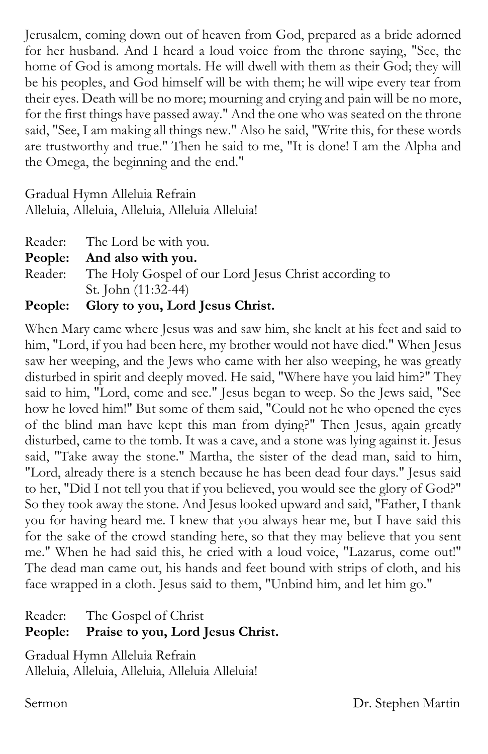Jerusalem, coming down out of heaven from God, prepared as a bride adorned for her husband. And I heard a loud voice from the throne saying, "See, the home of God is among mortals. He will dwell with them as their God; they will be his peoples, and God himself will be with them; he will wipe every tear from their eyes. Death will be no more; mourning and crying and pain will be no more, for the first things have passed away." And the one who was seated on the throne said, "See, I am making all things new." Also he said, "Write this, for these words are trustworthy and true." Then he said to me, "It is done! I am the Alpha and the Omega, the beginning and the end."

Gradual Hymn Alleluia Refrain
Alleluia, Alleluia, Alleluia, Alleluia Alleluia!

Reader: The Lord be with you.
**People: And also with you.**
Reader: The Holy Gospel of our Lord Jesus Christ according to St. John (11:32-44)
**People: Glory to you, Lord Jesus Christ.**

When Mary came where Jesus was and saw him, she knelt at his feet and said to him, "Lord, if you had been here, my brother would not have died." When Jesus saw her weeping, and the Jews who came with her also weeping, he was greatly disturbed in spirit and deeply moved. He said, "Where have you laid him?" They said to him, "Lord, come and see." Jesus began to weep. So the Jews said, "See how he loved him!" But some of them said, "Could not he who opened the eyes of the blind man have kept this man from dying?" Then Jesus, again greatly disturbed, came to the tomb. It was a cave, and a stone was lying against it. Jesus said, "Take away the stone." Martha, the sister of the dead man, said to him, "Lord, already there is a stench because he has been dead four days." Jesus said to her, "Did I not tell you that if you believed, you would see the glory of God?" So they took away the stone. And Jesus looked upward and said, "Father, I thank you for having heard me. I knew that you always hear me, but I have said this for the sake of the crowd standing here, so that they may believe that you sent me." When he had said this, he cried with a loud voice, "Lazarus, come out!" The dead man came out, his hands and feet bound with strips of cloth, and his face wrapped in a cloth. Jesus said to them, "Unbind him, and let him go."

Reader: The Gospel of Christ
**People: Praise to you, Lord Jesus Christ.**

Gradual Hymn Alleluia Refrain
Alleluia, Alleluia, Alleluia, Alleluia Alleluia!

Sermon Dr. Stephen Martin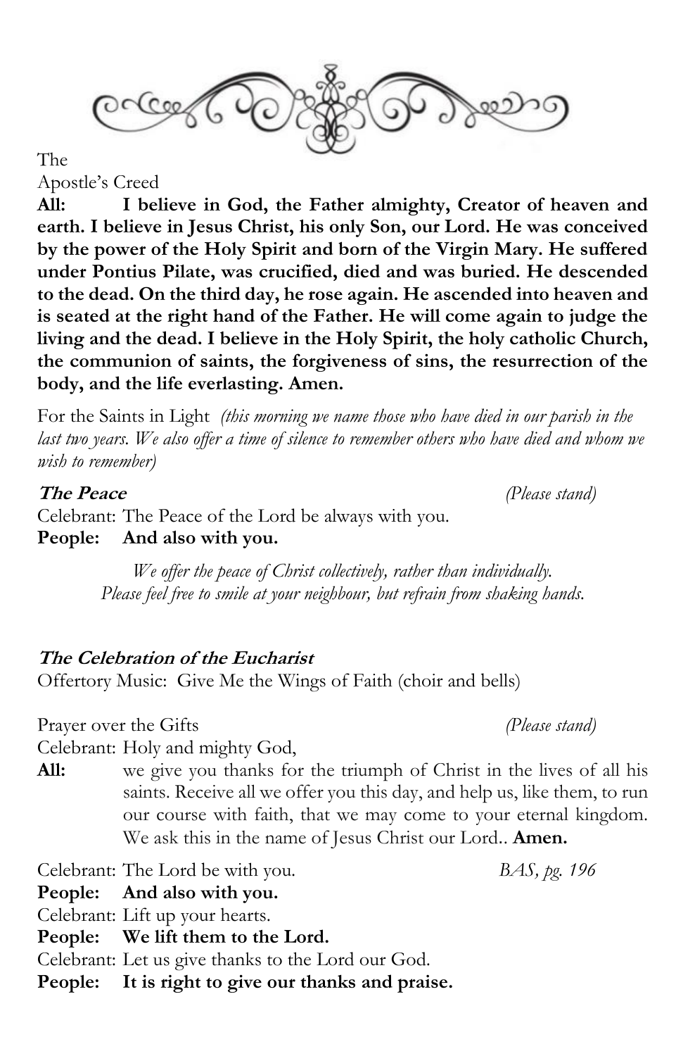The Apostle's Creed

**All:** **I believe in God, the Father almighty, Creator of heaven and earth. I believe in Jesus Christ, his only Son, our Lord. He was conceived by the power of the Holy Spirit and born of the Virgin Mary. He suffered under Pontius Pilate, was crucified, died and was buried. He descended to the dead. On the third day, he rose again. He ascended into heaven and is seated at the right hand of the Father. He will come again to judge the living and the dead. I believe in the Holy Spirit, the holy catholic Church, the communion of saints, the forgiveness of sins, the resurrection of the body, and the life everlasting. Amen.**

For the Saints in Light *(this morning we name those who have died in our parish in the last two years. We also offer a time of silence to remember others who have died and whom we wish to remember)*

***The Peace*** *(Please stand)*

Celebrant: The Peace of the Lord be always with you.
**People: And also with you.**

*We offer the peace of Christ collectively, rather than individually. Please feel free to smile at your neighbour, but refrain from shaking hands.*

***The Celebration of the Eucharist***

Offertory Music: Give Me the Wings of Faith (choir and bells)

Prayer over the Gifts *(Please stand)*

Celebrant: Holy and mighty God,
**All:** we give you thanks for the triumph of Christ in the lives of all his saints. Receive all we offer you this day, and help us, like them, to run our course with faith, that we may come to your eternal kingdom. We ask this in the name of Jesus Christ our Lord.. **Amen.**

Celebrant: The Lord be with you. *BAS, pg. 196*
**People: And also with you.**
Celebrant: Lift up your hearts.
**People: We lift them to the Lord.**
Celebrant: Let us give thanks to the Lord our God.
**People: It is right to give our thanks and praise.**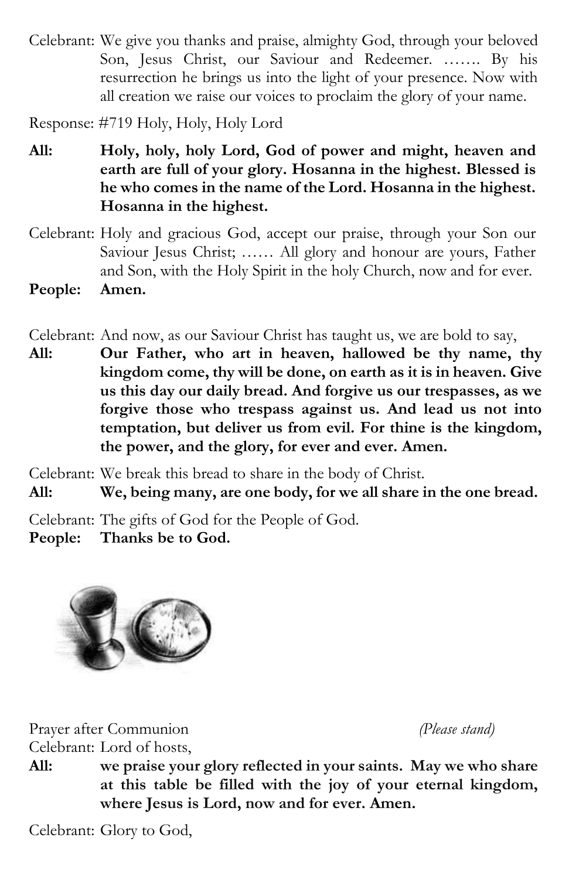Celebrant: We give you thanks and praise, almighty God, through your beloved Son, Jesus Christ, our Saviour and Redeemer. ……. By his resurrection he brings us into the light of your presence. Now with all creation we raise our voices to proclaim the glory of your name.

Response: #719 Holy, Holy, Holy Lord

**All: Holy, holy, holy Lord, God of power and might, heaven and earth are full of your glory. Hosanna in the highest. Blessed is he who comes in the name of the Lord. Hosanna in the highest. Hosanna in the highest.**

Celebrant: Holy and gracious God, accept our praise, through your Son our Saviour Jesus Christ; …… All glory and honour are yours, Father and Son, with the Holy Spirit in the holy Church, now and for ever.

**People: Amen.**

Celebrant: And now, as our Saviour Christ has taught us, we are bold to say,

**All: Our Father, who art in heaven, hallowed be thy name, thy kingdom come, thy will be done, on earth as it is in heaven. Give us this day our daily bread. And forgive us our trespasses, as we forgive those who trespass against us. And lead us not into temptation, but deliver us from evil. For thine is the kingdom, the power, and the glory, for ever and ever. Amen.**

Celebrant: We break this bread to share in the body of Christ.

**All: We, being many, are one body, for we all share in the one bread.**

Celebrant: The gifts of God for the People of God.

**People: Thanks be to God.**

Prayer after Communion *(Please stand)*

Celebrant: Lord of hosts,

**All: we praise your glory reflected in your saints. May we who share at this table be filled with the joy of your eternal kingdom, where Jesus is Lord, now and for ever. Amen.**

Celebrant: Glory to God,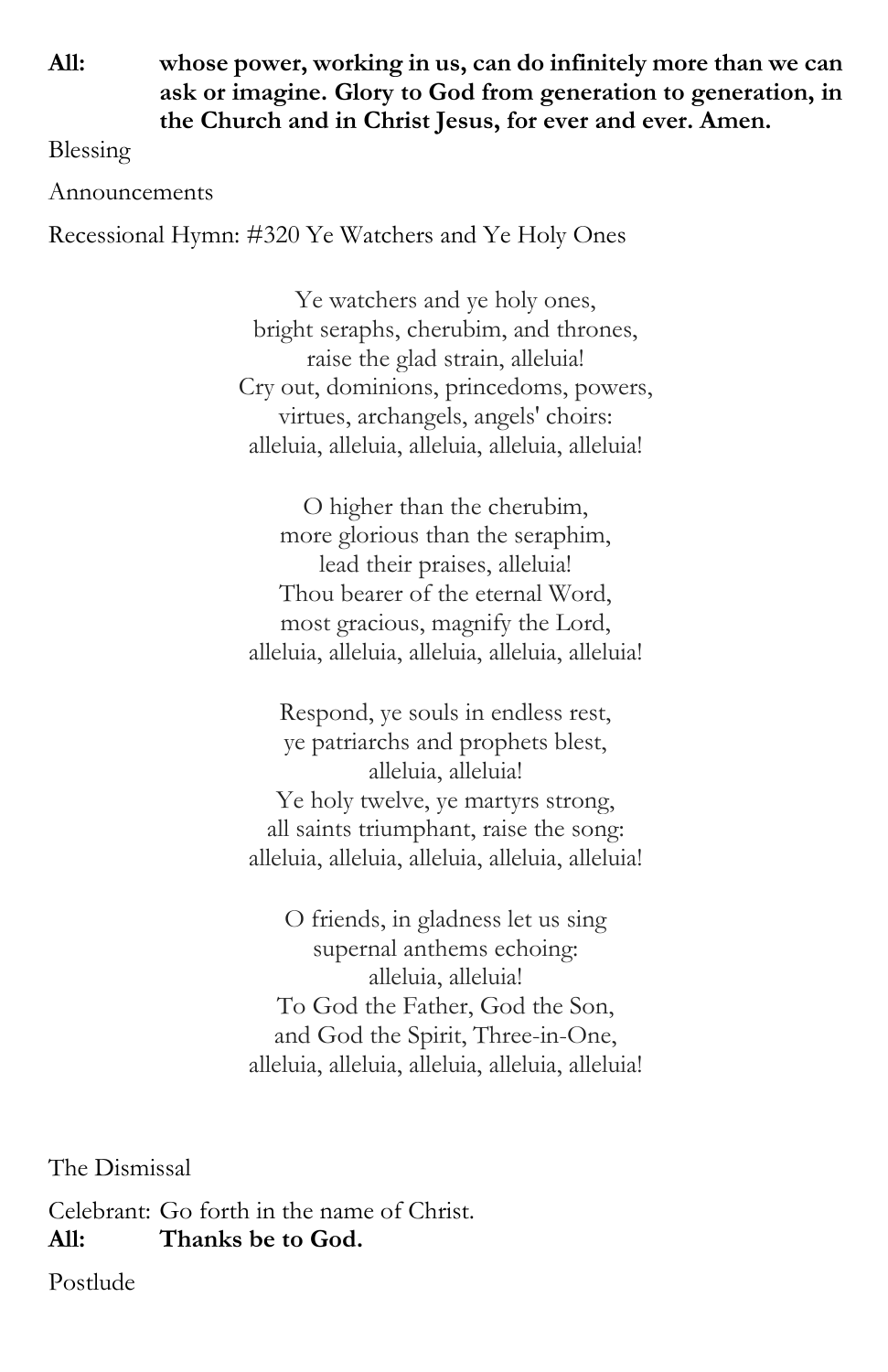**All:** **whose power, working in us, can do infinitely more than we can ask or imagine. Glory to God from generation to generation, in the Church and in Christ Jesus, for ever and ever. Amen.**

Blessing

Announcements

Recessional Hymn: #320 Ye Watchers and Ye Holy Ones

Ye watchers and ye holy ones,
bright seraphs, cherubim, and thrones,
raise the glad strain, alleluia!
Cry out, dominions, princedoms, powers,
virtues, archangels, angels' choirs:
alleluia, alleluia, alleluia, alleluia, alleluia!

O higher than the cherubim,
more glorious than the seraphim,
lead their praises, alleluia!
Thou bearer of the eternal Word,
most gracious, magnify the Lord,
alleluia, alleluia, alleluia, alleluia, alleluia!

Respond, ye souls in endless rest,
ye patriarchs and prophets blest,
alleluia, alleluia!
Ye holy twelve, ye martyrs strong,
all saints triumphant, raise the song:
alleluia, alleluia, alleluia, alleluia, alleluia!

O friends, in gladness let us sing
supernal anthems echoing:
alleluia, alleluia!
To God the Father, God the Son,
and God the Spirit, Three-in-One,
alleluia, alleluia, alleluia, alleluia, alleluia!

The Dismissal

Celebrant: Go forth in the name of Christ.
**All:** **Thanks be to God.**

Postlude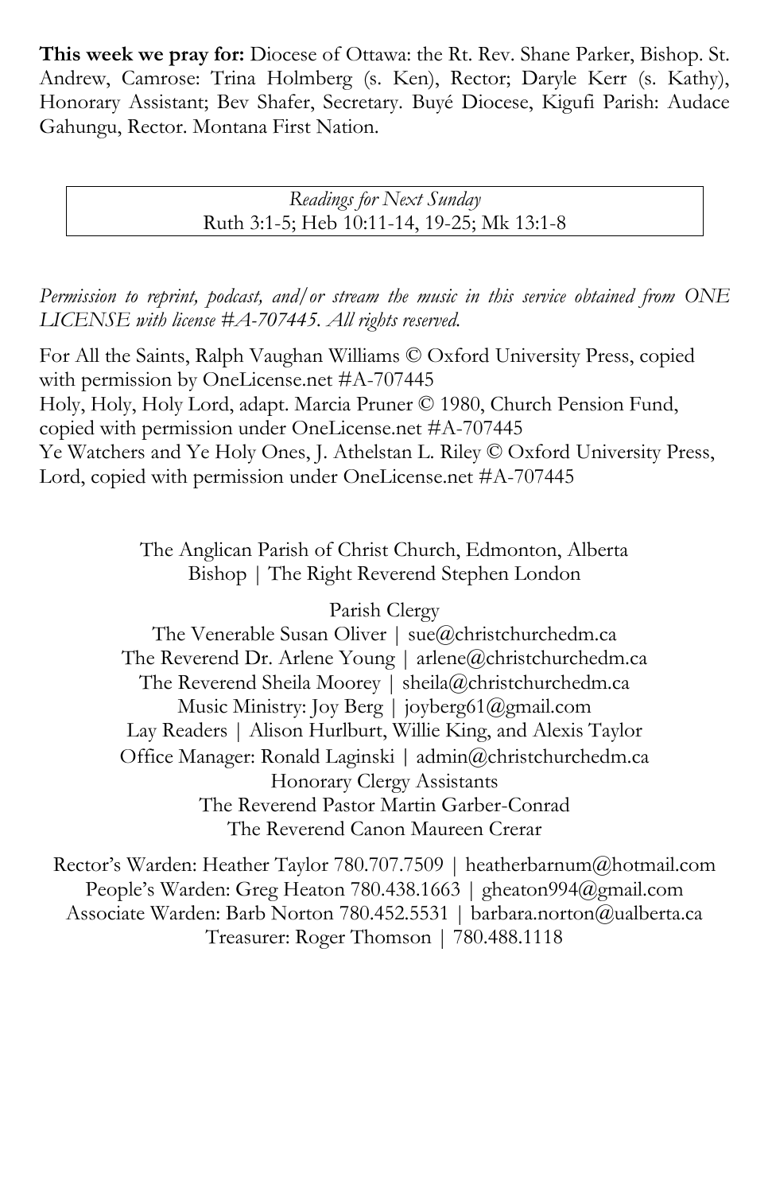**This week we pray for:** Diocese of Ottawa: the Rt. Rev. Shane Parker, Bishop. St. Andrew, Camrose: Trina Holmberg (s. Ken), Rector; Daryle Kerr (s. Kathy), Honorary Assistant; Bev Shafer, Secretary. Buyé Diocese, Kigufi Parish: Audace Gahungu, Rector. Montana First Nation.

*Readings for Next Sunday*
Ruth 3:1-5; Heb 10:11-14, 19-25; Mk 13:1-8

*Permission to reprint, podcast, and/or stream the music in this service obtained from ONE LICENSE with license #A-707445. All rights reserved.*

For All the Saints, Ralph Vaughan Williams © Oxford University Press, copied with permission by OneLicense.net #A-707445
Holy, Holy, Holy Lord, adapt. Marcia Pruner © 1980, Church Pension Fund, copied with permission under OneLicense.net #A-707445
Ye Watchers and Ye Holy Ones, J. Athelstan L. Riley © Oxford University Press, Lord, copied with permission under OneLicense.net #A-707445

The Anglican Parish of Christ Church, Edmonton, Alberta
Bishop | The Right Reverend Stephen London

Parish Clergy
The Venerable Susan Oliver | sue@christchurchedm.ca
The Reverend Dr. Arlene Young | arlene@christchurchedm.ca
The Reverend Sheila Moorey | sheila@christchurchedm.ca
Music Ministry: Joy Berg | joyberg61@gmail.com
Lay Readers | Alison Hurlburt, Willie King, and Alexis Taylor
Office Manager: Ronald Laginski | admin@christchurchedm.ca
Honorary Clergy Assistants
The Reverend Pastor Martin Garber-Conrad
The Reverend Canon Maureen Crerar

Rector's Warden: Heather Taylor 780.707.7509 | heatherbarnum@hotmail.com
People's Warden: Greg Heaton 780.438.1663 | gheaton994@gmail.com
Associate Warden: Barb Norton 780.452.5531 | barbara.norton@ualberta.ca
Treasurer: Roger Thomson | 780.488.1118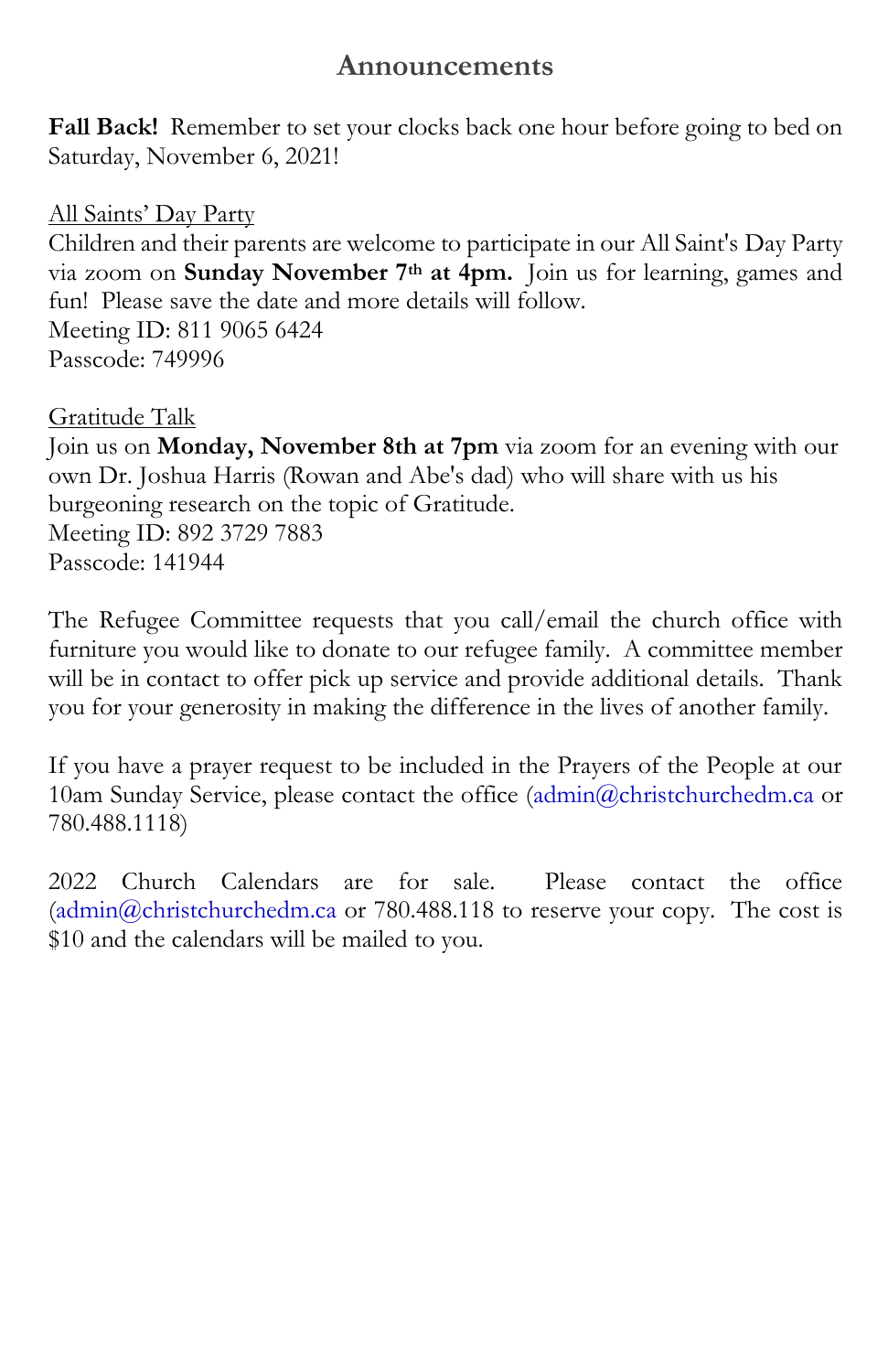## Announcements

**Fall Back!** Remember to set your clocks back one hour before going to bed on Saturday, November 6, 2021!

All Saints' Day Party

Children and their parents are welcome to participate in our All Saint's Day Party via zoom on **Sunday November 7th at 4pm.** Join us for learning, games and fun! Please save the date and more details will follow.

Meeting ID: 811 9065 6424

Passcode: 749996

Gratitude Talk

Join us on **Monday, November 8th at 7pm** via zoom for an evening with our own Dr. Joshua Harris (Rowan and Abe's dad) who will share with us his burgeoning research on the topic of Gratitude.

Meeting ID: 892 3729 7883

Passcode: 141944

The Refugee Committee requests that you call/email the church office with furniture you would like to donate to our refugee family. A committee member will be in contact to offer pick up service and provide additional details. Thank you for your generosity in making the difference in the lives of another family.

If you have a prayer request to be included in the Prayers of the People at our 10am Sunday Service, please contact the office (admin@christchurchedm.ca or 780.488.1118)

2022 Church Calendars are for sale. Please contact the office (admin@christchurchedm.ca or 780.488.118 to reserve your copy. The cost is $10 and the calendars will be mailed to you.